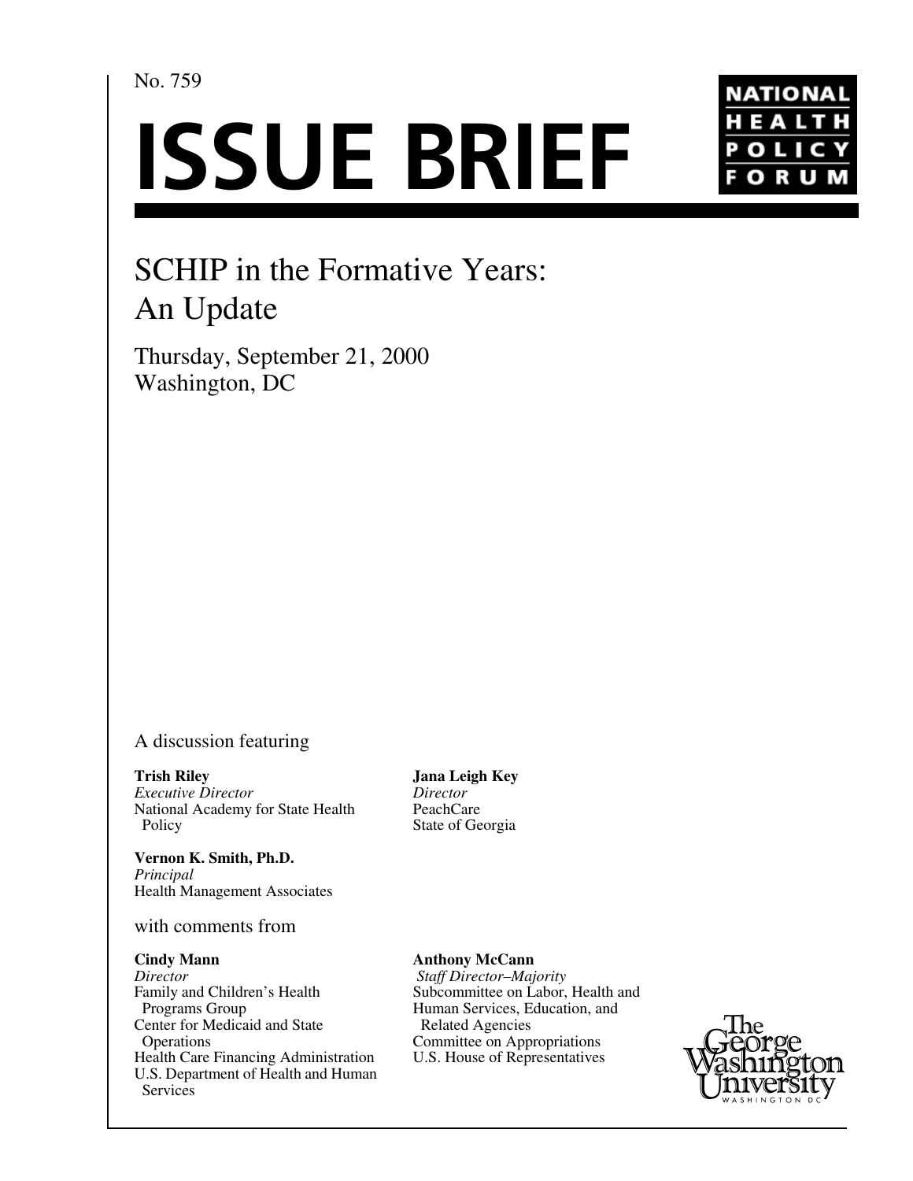No. 759

# ISSUE BRIEF

NATIONAL HEALTH POLICY FORUM

## SCHIP in the Formative Years: An Update

Thursday, September 21, 2000
Washington, DC

A discussion featuring

**Trish Riley**
*Executive Director*
National Academy for State Health Policy

**Vernon K. Smith, Ph.D.**
*Principal*
Health Management Associates

**Jana Leigh Key**
*Director*
PeachCare
State of Georgia

with comments from

**Cindy Mann**
*Director*
Family and Children's Health Programs Group
Center for Medicaid and State Operations
Health Care Financing Administration
U.S. Department of Health and Human Services

**Anthony McCann**
*Staff Director–Majority*
Subcommittee on Labor, Health and Human Services, Education, and Related Agencies
Committee on Appropriations
U.S. House of Representatives

The George Washington University
WASHINGTON DC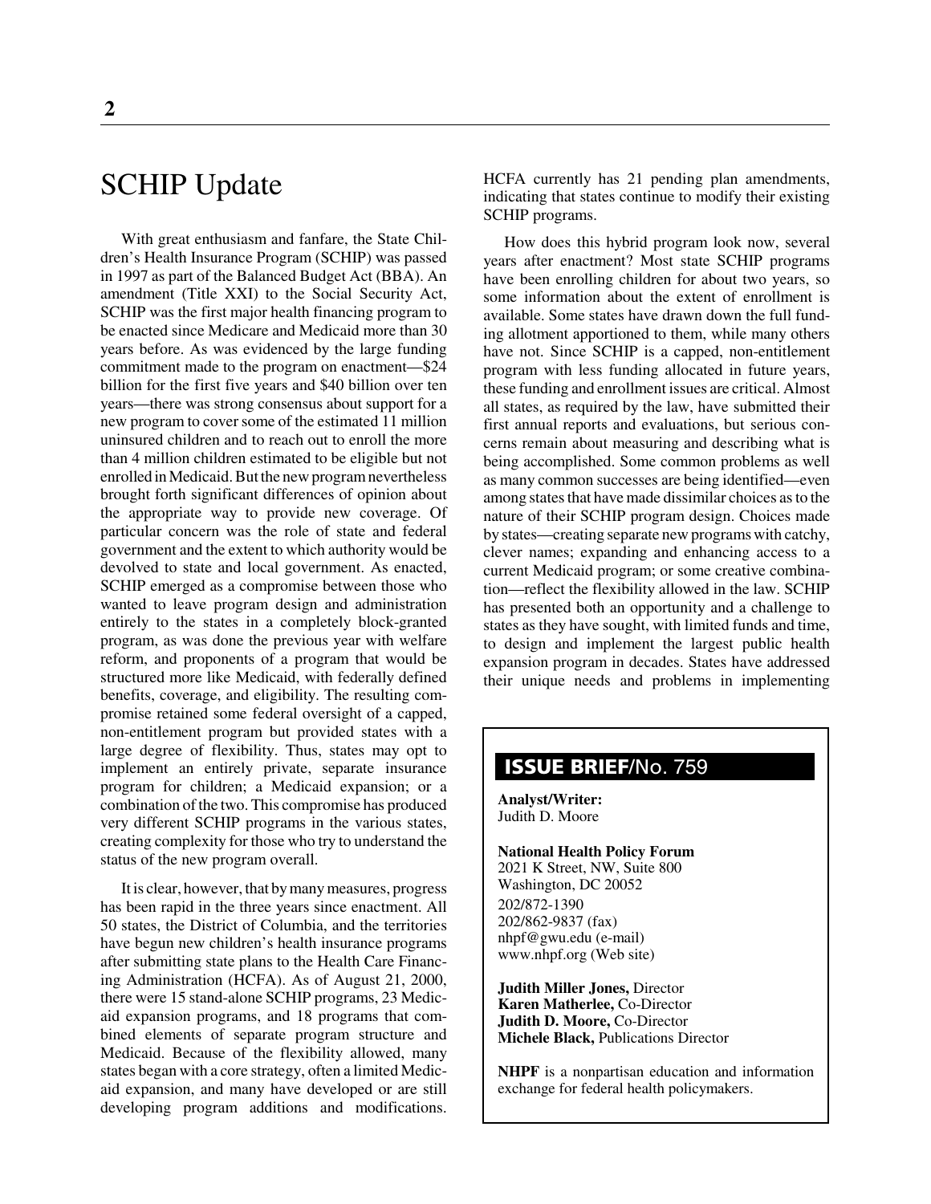# SCHIP Update

With great enthusiasm and fanfare, the State Children's Health Insurance Program (SCHIP) was passed in 1997 as part of the Balanced Budget Act (BBA). An amendment (Title XXI) to the Social Security Act, SCHIP was the first major health financing program to be enacted since Medicare and Medicaid more than 30 years before. As was evidenced by the large funding commitment made to the program on enactment—$24 billion for the first five years and $40 billion over ten years—there was strong consensus about support for a new program to cover some of the estimated 11 million uninsured children and to reach out to enroll the more than 4 million children estimated to be eligible but not enrolled in Medicaid. But the new program nevertheless brought forth significant differences of opinion about the appropriate way to provide new coverage. Of particular concern was the role of state and federal government and the extent to which authority would be devolved to state and local government. As enacted, SCHIP emerged as a compromise between those who wanted to leave program design and administration entirely to the states in a completely block-granted program, as was done the previous year with welfare reform, and proponents of a program that would be structured more like Medicaid, with federally defined benefits, coverage, and eligibility. The resulting compromise retained some federal oversight of a capped, non-entitlement program but provided states with a large degree of flexibility. Thus, states may opt to implement an entirely private, separate insurance program for children; a Medicaid expansion; or a combination of the two. This compromise has produced very different SCHIP programs in the various states, creating complexity for those who try to understand the status of the new program overall.

It is clear, however, that by many measures, progress has been rapid in the three years since enactment. All 50 states, the District of Columbia, and the territories have begun new children's health insurance programs after submitting state plans to the Health Care Financing Administration (HCFA). As of August 21, 2000, there were 15 stand-alone SCHIP programs, 23 Medicaid expansion programs, and 18 programs that combined elements of separate program structure and Medicaid. Because of the flexibility allowed, many states began with a core strategy, often a limited Medicaid expansion, and many have developed or are still developing program additions and modifications. HCFA currently has 21 pending plan amendments, indicating that states continue to modify their existing SCHIP programs.

How does this hybrid program look now, several years after enactment? Most state SCHIP programs have been enrolling children for about two years, so some information about the extent of enrollment is available. Some states have drawn down the full funding allotment apportioned to them, while many others have not. Since SCHIP is a capped, non-entitlement program with less funding allocated in future years, these funding and enrollment issues are critical. Almost all states, as required by the law, have submitted their first annual reports and evaluations, but serious concerns remain about measuring and describing what is being accomplished. Some common problems as well as many common successes are being identified—even among states that have made dissimilar choices as to the nature of their SCHIP program design. Choices made by states—creating separate new programs with catchy, clever names; expanding and enhancing access to a current Medicaid program; or some creative combination—reflect the flexibility allowed in the law. SCHIP has presented both an opportunity and a challenge to states as they have sought, with limited funds and time, to design and implement the largest public health expansion program in decades. States have addressed their unique needs and problems in implementing

**ISSUE BRIEF**/No. 759

**Analyst/Writer:**
Judith D. Moore

**National Health Policy Forum**
2021 K Street, NW, Suite 800
Washington, DC 20052
202/872-1390
202/862-9837 (fax)
nhpf@gwu.edu (e-mail)
www.nhpf.org (Web site)

**Judith Miller Jones,** Director
**Karen Matherlee,** Co-Director
**Judith D. Moore,** Co-Director
**Michele Black,** Publications Director

**NHPF** is a nonpartisan education and information exchange for federal health policymakers.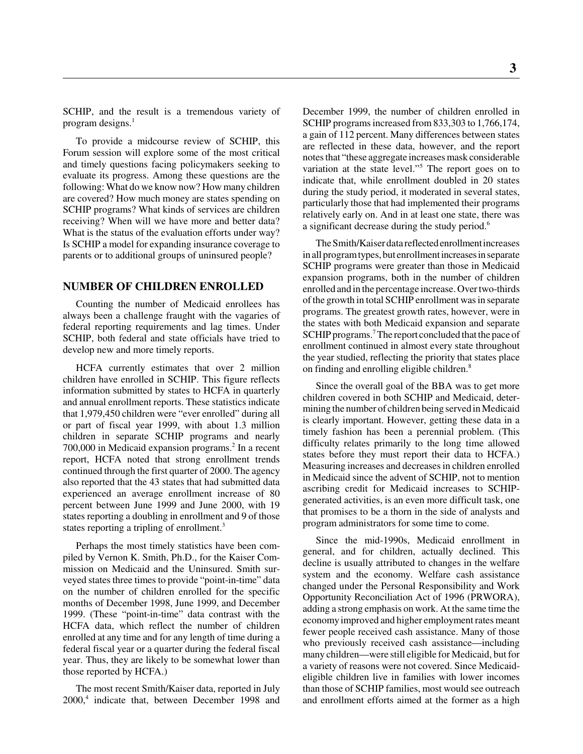SCHIP, and the result is a tremendous variety of program designs.[1]

To provide a midcourse review of SCHIP, this Forum session will explore some of the most critical and timely questions facing policymakers seeking to evaluate its progress. Among these questions are the following: What do we know now? How many children are covered? How much money are states spending on SCHIP programs? What kinds of services are children receiving? When will we have more and better data? What is the status of the evaluation efforts under way? Is SCHIP a model for expanding insurance coverage to parents or to additional groups of uninsured people?

## NUMBER OF CHILDREN ENROLLED

Counting the number of Medicaid enrollees has always been a challenge fraught with the vagaries of federal reporting requirements and lag times. Under SCHIP, both federal and state officials have tried to develop new and more timely reports.

HCFA currently estimates that over 2 million children have enrolled in SCHIP. This figure reflects information submitted by states to HCFA in quarterly and annual enrollment reports. These statistics indicate that 1,979,450 children were "ever enrolled" during all or part of fiscal year 1999, with about 1.3 million children in separate SCHIP programs and nearly 700,000 in Medicaid expansion programs.[2] In a recent report, HCFA noted that strong enrollment trends continued through the first quarter of 2000. The agency also reported that the 43 states that had submitted data experienced an average enrollment increase of 80 percent between June 1999 and June 2000, with 19 states reporting a doubling in enrollment and 9 of those states reporting a tripling of enrollment.[3]

Perhaps the most timely statistics have been compiled by Vernon K. Smith, Ph.D., for the Kaiser Commission on Medicaid and the Uninsured. Smith surveyed states three times to provide "point-in-time" data on the number of children enrolled for the specific months of December 1998, June 1999, and December 1999. (These "point-in-time" data contrast with the HCFA data, which reflect the number of children enrolled at any time and for any length of time during a federal fiscal year or a quarter during the federal fiscal year. Thus, they are likely to be somewhat lower than those reported by HCFA.)

The most recent Smith/Kaiser data, reported in July 2000,[4] indicate that, between December 1998 and December 1999, the number of children enrolled in SCHIP programs increased from 833,303 to 1,766,174, a gain of 112 percent. Many differences between states are reflected in these data, however, and the report notes that "these aggregate increases mask considerable variation at the state level."[5] The report goes on to indicate that, while enrollment doubled in 20 states during the study period, it moderated in several states, particularly those that had implemented their programs relatively early on. And in at least one state, there was a significant decrease during the study period.[6]

The Smith/Kaiser data reflected enrollment increases in all program types, but enrollment increases in separate SCHIP programs were greater than those in Medicaid expansion programs, both in the number of children enrolled and in the percentage increase. Over two-thirds of the growth in total SCHIP enrollment was in separate programs. The greatest growth rates, however, were in the states with both Medicaid expansion and separate SCHIP programs.[7] The report concluded that the pace of enrollment continued in almost every state throughout the year studied, reflecting the priority that states place on finding and enrolling eligible children.[8]

Since the overall goal of the BBA was to get more children covered in both SCHIP and Medicaid, determining the number of children being served in Medicaid is clearly important. However, getting these data in a timely fashion has been a perennial problem. (This difficulty relates primarily to the long time allowed states before they must report their data to HCFA.) Measuring increases and decreases in children enrolled in Medicaid since the advent of SCHIP, not to mention ascribing credit for Medicaid increases to SCHIP-generated activities, is an even more difficult task, one that promises to be a thorn in the side of analysts and program administrators for some time to come.

Since the mid-1990s, Medicaid enrollment in general, and for children, actually declined. This decline is usually attributed to changes in the welfare system and the economy. Welfare cash assistance changed under the Personal Responsibility and Work Opportunity Reconciliation Act of 1996 (PRWORA), adding a strong emphasis on work. At the same time the economy improved and higher employment rates meant fewer people received cash assistance. Many of those who previously received cash assistance—including many children—were still eligible for Medicaid, but for a variety of reasons were not covered. Since Medicaid-eligible children live in families with lower incomes than those of SCHIP families, most would see outreach and enrollment efforts aimed at the former as a high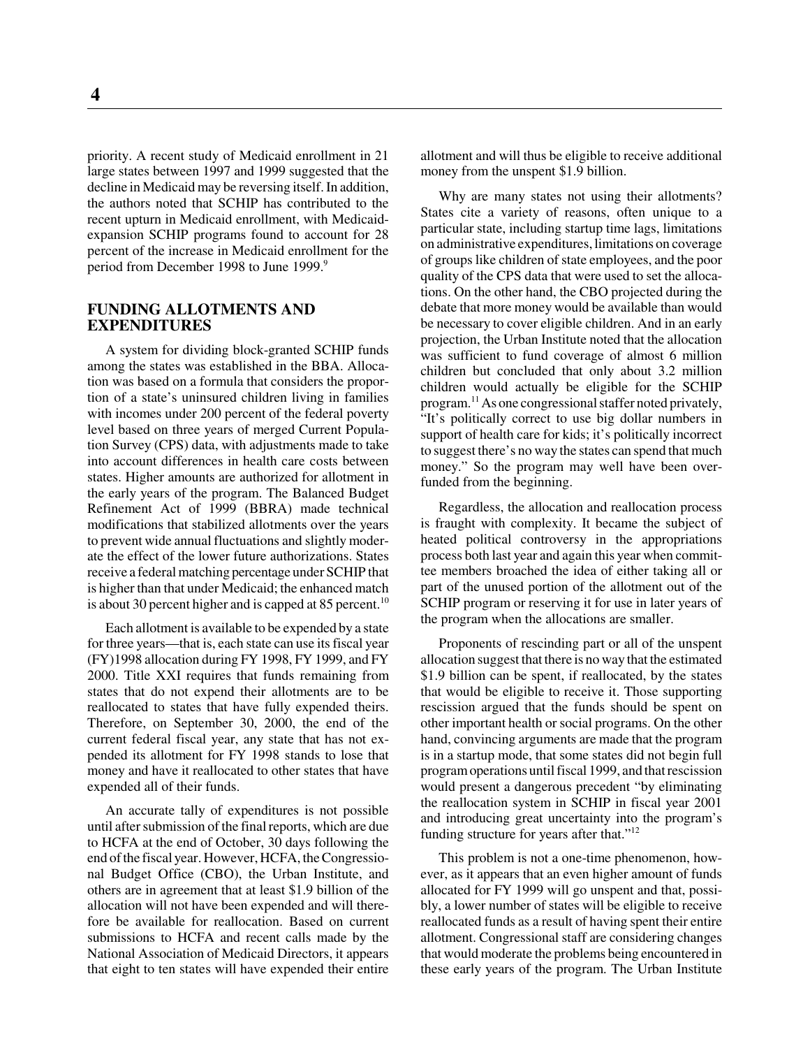priority. A recent study of Medicaid enrollment in 21 large states between 1997 and 1999 suggested that the decline in Medicaid may be reversing itself. In addition, the authors noted that SCHIP has contributed to the recent upturn in Medicaid enrollment, with Medicaid-expansion SCHIP programs found to account for 28 percent of the increase in Medicaid enrollment for the period from December 1998 to June 1999.[9]

## FUNDING ALLOTMENTS AND EXPENDITURES

A system for dividing block-granted SCHIP funds among the states was established in the BBA. Allocation was based on a formula that considers the proportion of a state's uninsured children living in families with incomes under 200 percent of the federal poverty level based on three years of merged Current Population Survey (CPS) data, with adjustments made to take into account differences in health care costs between states. Higher amounts are authorized for allotment in the early years of the program. The Balanced Budget Refinement Act of 1999 (BBRA) made technical modifications that stabilized allotments over the years to prevent wide annual fluctuations and slightly moderate the effect of the lower future authorizations. States receive a federal matching percentage under SCHIP that is higher than that under Medicaid; the enhanced match is about 30 percent higher and is capped at 85 percent.[10]

Each allotment is available to be expended by a state for three years—that is, each state can use its fiscal year (FY)1998 allocation during FY 1998, FY 1999, and FY 2000. Title XXI requires that funds remaining from states that do not expend their allotments are to be reallocated to states that have fully expended theirs. Therefore, on September 30, 2000, the end of the current federal fiscal year, any state that has not expended its allotment for FY 1998 stands to lose that money and have it reallocated to other states that have expended all of their funds.

An accurate tally of expenditures is not possible until after submission of the final reports, which are due to HCFA at the end of October, 30 days following the end of the fiscal year. However, HCFA, the Congressional Budget Office (CBO), the Urban Institute, and others are in agreement that at least $1.9 billion of the allocation will not have been expended and will therefore be available for reallocation. Based on current submissions to HCFA and recent calls made by the National Association of Medicaid Directors, it appears that eight to ten states will have expended their entire allotment and will thus be eligible to receive additional money from the unspent $1.9 billion.

Why are many states not using their allotments? States cite a variety of reasons, often unique to a particular state, including startup time lags, limitations on administrative expenditures, limitations on coverage of groups like children of state employees, and the poor quality of the CPS data that were used to set the allocations. On the other hand, the CBO projected during the debate that more money would be available than would be necessary to cover eligible children. And in an early projection, the Urban Institute noted that the allocation was sufficient to fund coverage of almost 6 million children but concluded that only about 3.2 million children would actually be eligible for the SCHIP program.[11] As one congressional staffer noted privately, "It's politically correct to use big dollar numbers in support of health care for kids; it's politically incorrect to suggest there's no way the states can spend that much money." So the program may well have been overfunded from the beginning.

Regardless, the allocation and reallocation process is fraught with complexity. It became the subject of heated political controversy in the appropriations process both last year and again this year when committee members broached the idea of either taking all or part of the unused portion of the allotment out of the SCHIP program or reserving it for use in later years of the program when the allocations are smaller.

Proponents of rescinding part or all of the unspent allocation suggest that there is no way that the estimated $1.9 billion can be spent, if reallocated, by the states that would be eligible to receive it. Those supporting rescission argued that the funds should be spent on other important health or social programs. On the other hand, convincing arguments are made that the program is in a startup mode, that some states did not begin full program operations until fiscal 1999, and that rescission would present a dangerous precedent "by eliminating the reallocation system in SCHIP in fiscal year 2001 and introducing great uncertainty into the program's funding structure for years after that."[12]

This problem is not a one-time phenomenon, however, as it appears that an even higher amount of funds allocated for FY 1999 will go unspent and that, possibly, a lower number of states will be eligible to receive reallocated funds as a result of having spent their entire allotment. Congressional staff are considering changes that would moderate the problems being encountered in these early years of the program. The Urban Institute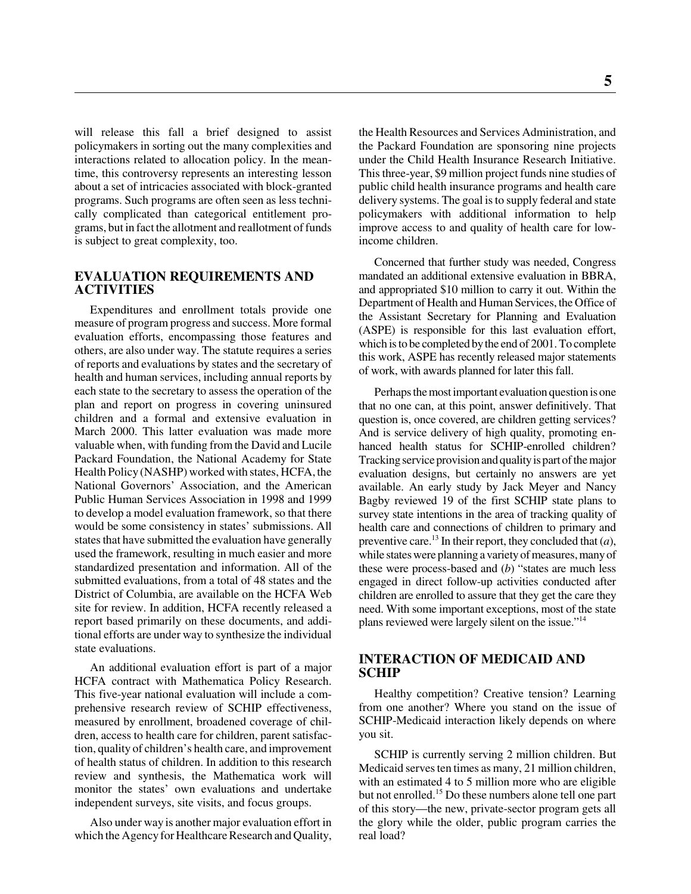will release this fall a brief designed to assist policymakers in sorting out the many complexities and interactions related to allocation policy. In the meantime, this controversy represents an interesting lesson about a set of intricacies associated with block-granted programs. Such programs are often seen as less technically complicated than categorical entitlement programs, but in fact the allotment and reallotment of funds is subject to great complexity, too.

## EVALUATION REQUIREMENTS AND ACTIVITIES

Expenditures and enrollment totals provide one measure of program progress and success. More formal evaluation efforts, encompassing those features and others, are also under way. The statute requires a series of reports and evaluations by states and the secretary of health and human services, including annual reports by each state to the secretary to assess the operation of the plan and report on progress in covering uninsured children and a formal and extensive evaluation in March 2000. This latter evaluation was made more valuable when, with funding from the David and Lucile Packard Foundation, the National Academy for State Health Policy (NASHP) worked with states, HCFA, the National Governors' Association, and the American Public Human Services Association in 1998 and 1999 to develop a model evaluation framework, so that there would be some consistency in states' submissions. All states that have submitted the evaluation have generally used the framework, resulting in much easier and more standardized presentation and information. All of the submitted evaluations, from a total of 48 states and the District of Columbia, are available on the HCFA Web site for review. In addition, HCFA recently released a report based primarily on these documents, and additional efforts are under way to synthesize the individual state evaluations.

An additional evaluation effort is part of a major HCFA contract with Mathematica Policy Research. This five-year national evaluation will include a comprehensive research review of SCHIP effectiveness, measured by enrollment, broadened coverage of children, access to health care for children, parent satisfaction, quality of children's health care, and improvement of health status of children. In addition to this research review and synthesis, the Mathematica work will monitor the states' own evaluations and undertake independent surveys, site visits, and focus groups.

Also under way is another major evaluation effort in which the Agency for Healthcare Research and Quality, the Health Resources and Services Administration, and the Packard Foundation are sponsoring nine projects under the Child Health Insurance Research Initiative. This three-year, $9 million project funds nine studies of public child health insurance programs and health care delivery systems. The goal is to supply federal and state policymakers with additional information to help improve access to and quality of health care for low-income children.

Concerned that further study was needed, Congress mandated an additional extensive evaluation in BBRA, and appropriated $10 million to carry it out. Within the Department of Health and Human Services, the Office of the Assistant Secretary for Planning and Evaluation (ASPE) is responsible for this last evaluation effort, which is to be completed by the end of 2001. To complete this work, ASPE has recently released major statements of work, with awards planned for later this fall.

Perhaps the most important evaluation question is one that no one can, at this point, answer definitively. That question is, once covered, are children getting services? And is service delivery of high quality, promoting enhanced health status for SCHIP-enrolled children? Tracking service provision and quality is part of the major evaluation designs, but certainly no answers are yet available. An early study by Jack Meyer and Nancy Bagby reviewed 19 of the first SCHIP state plans to survey state intentions in the area of tracking quality of health care and connections of children to primary and preventive care.[13] In their report, they concluded that (*a*), while states were planning a variety of measures, many of these were process-based and (*b*) "states are much less engaged in direct follow-up activities conducted after children are enrolled to assure that they get the care they need. With some important exceptions, most of the state plans reviewed were largely silent on the issue."[14]

## INTERACTION OF MEDICAID AND SCHIP

Healthy competition? Creative tension? Learning from one another? Where you stand on the issue of SCHIP-Medicaid interaction likely depends on where you sit.

SCHIP is currently serving 2 million children. But Medicaid serves ten times as many, 21 million children, with an estimated 4 to 5 million more who are eligible but not enrolled.[15] Do these numbers alone tell one part of this story—the new, private-sector program gets all the glory while the older, public program carries the real load?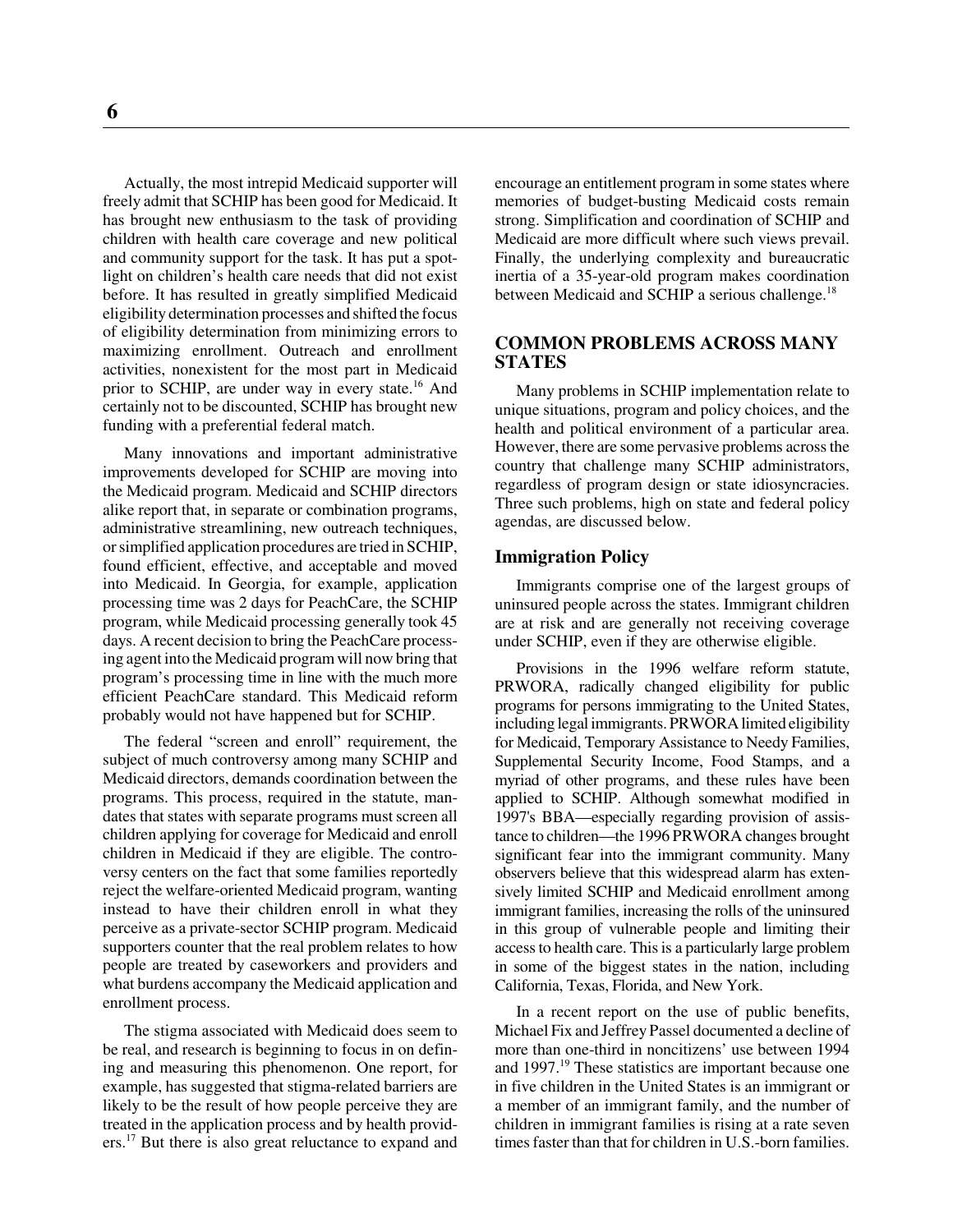Actually, the most intrepid Medicaid supporter will freely admit that SCHIP has been good for Medicaid. It has brought new enthusiasm to the task of providing children with health care coverage and new political and community support for the task. It has put a spotlight on children's health care needs that did not exist before. It has resulted in greatly simplified Medicaid eligibility determination processes and shifted the focus of eligibility determination from minimizing errors to maximizing enrollment. Outreach and enrollment activities, nonexistent for the most part in Medicaid prior to SCHIP, are under way in every state.[16] And certainly not to be discounted, SCHIP has brought new funding with a preferential federal match.

Many innovations and important administrative improvements developed for SCHIP are moving into the Medicaid program. Medicaid and SCHIP directors alike report that, in separate or combination programs, administrative streamlining, new outreach techniques, or simplified application procedures are tried in SCHIP, found efficient, effective, and acceptable and moved into Medicaid. In Georgia, for example, application processing time was 2 days for PeachCare, the SCHIP program, while Medicaid processing generally took 45 days. A recent decision to bring the PeachCare processing agent into the Medicaid program will now bring that program's processing time in line with the much more efficient PeachCare standard. This Medicaid reform probably would not have happened but for SCHIP.

The federal "screen and enroll" requirement, the subject of much controversy among many SCHIP and Medicaid directors, demands coordination between the programs. This process, required in the statute, mandates that states with separate programs must screen all children applying for coverage for Medicaid and enroll children in Medicaid if they are eligible. The controversy centers on the fact that some families reportedly reject the welfare-oriented Medicaid program, wanting instead to have their children enroll in what they perceive as a private-sector SCHIP program. Medicaid supporters counter that the real problem relates to how people are treated by caseworkers and providers and what burdens accompany the Medicaid application and enrollment process.

The stigma associated with Medicaid does seem to be real, and research is beginning to focus in on defining and measuring this phenomenon. One report, for example, has suggested that stigma-related barriers are likely to be the result of how people perceive they are treated in the application process and by health providers.[17] But there is also great reluctance to expand and encourage an entitlement program in some states where memories of budget-busting Medicaid costs remain strong. Simplification and coordination of SCHIP and Medicaid are more difficult where such views prevail. Finally, the underlying complexity and bureaucratic inertia of a 35-year-old program makes coordination between Medicaid and SCHIP a serious challenge.[18]

## COMMON PROBLEMS ACROSS MANY STATES

Many problems in SCHIP implementation relate to unique situations, program and policy choices, and the health and political environment of a particular area. However, there are some pervasive problems across the country that challenge many SCHIP administrators, regardless of program design or state idiosyncracies. Three such problems, high on state and federal policy agendas, are discussed below.

### Immigration Policy

Immigrants comprise one of the largest groups of uninsured people across the states. Immigrant children are at risk and are generally not receiving coverage under SCHIP, even if they are otherwise eligible.

Provisions in the 1996 welfare reform statute, PRWORA, radically changed eligibility for public programs for persons immigrating to the United States, including legal immigrants. PRWORA limited eligibility for Medicaid, Temporary Assistance to Needy Families, Supplemental Security Income, Food Stamps, and a myriad of other programs, and these rules have been applied to SCHIP. Although somewhat modified in 1997's BBA—especially regarding provision of assistance to children—the 1996 PRWORA changes brought significant fear into the immigrant community. Many observers believe that this widespread alarm has extensively limited SCHIP and Medicaid enrollment among immigrant families, increasing the rolls of the uninsured in this group of vulnerable people and limiting their access to health care. This is a particularly large problem in some of the biggest states in the nation, including California, Texas, Florida, and New York.

In a recent report on the use of public benefits, Michael Fix and Jeffrey Passel documented a decline of more than one-third in noncitizens' use between 1994 and 1997.[19] These statistics are important because one in five children in the United States is an immigrant or a member of an immigrant family, and the number of children in immigrant families is rising at a rate seven times faster than that for children in U.S.-born families.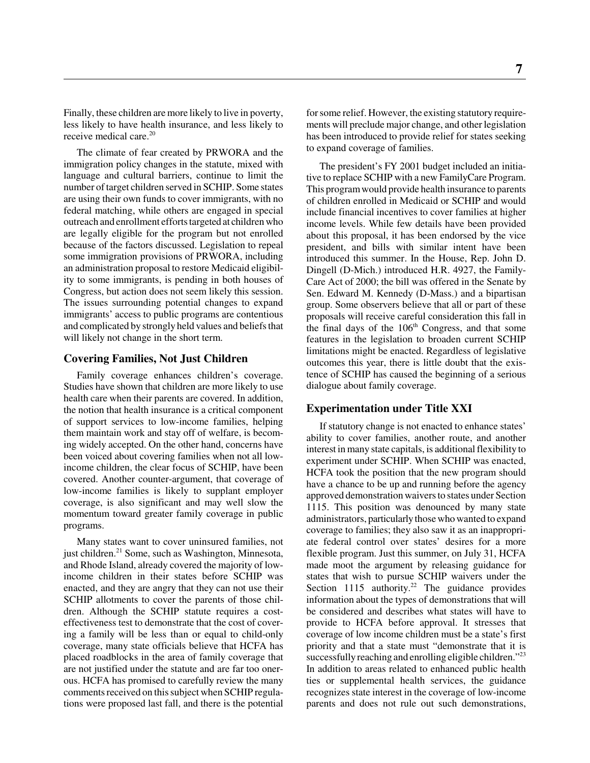Finally, these children are more likely to live in poverty, less likely to have health insurance, and less likely to receive medical care.[20]

The climate of fear created by PRWORA and the immigration policy changes in the statute, mixed with language and cultural barriers, continue to limit the number of target children served in SCHIP. Some states are using their own funds to cover immigrants, with no federal matching, while others are engaged in special outreach and enrollment efforts targeted at children who are legally eligible for the program but not enrolled because of the factors discussed. Legislation to repeal some immigration provisions of PRWORA, including an administration proposal to restore Medicaid eligibility to some immigrants, is pending in both houses of Congress, but action does not seem likely this session. The issues surrounding potential changes to expand immigrants' access to public programs are contentious and complicated by strongly held values and beliefs that will likely not change in the short term.

### Covering Families, Not Just Children

Family coverage enhances children's coverage. Studies have shown that children are more likely to use health care when their parents are covered. In addition, the notion that health insurance is a critical component of support services to low-income families, helping them maintain work and stay off of welfare, is becoming widely accepted. On the other hand, concerns have been voiced about covering families when not all low-income children, the clear focus of SCHIP, have been covered. Another counter-argument, that coverage of low-income families is likely to supplant employer coverage, is also significant and may well slow the momentum toward greater family coverage in public programs.

Many states want to cover uninsured families, not just children.[21] Some, such as Washington, Minnesota, and Rhode Island, already covered the majority of low-income children in their states before SCHIP was enacted, and they are angry that they can not use their SCHIP allotments to cover the parents of those children. Although the SCHIP statute requires a cost-effectiveness test to demonstrate that the cost of covering a family will be less than or equal to child-only coverage, many state officials believe that HCFA has placed roadblocks in the area of family coverage that are not justified under the statute and are far too onerous. HCFA has promised to carefully review the many comments received on this subject when SCHIP regulations were proposed last fall, and there is the potential for some relief. However, the existing statutory requirements will preclude major change, and other legislation has been introduced to provide relief for states seeking to expand coverage of families.

The president's FY 2001 budget included an initiative to replace SCHIP with a new FamilyCare Program. This program would provide health insurance to parents of children enrolled in Medicaid or SCHIP and would include financial incentives to cover families at higher income levels. While few details have been provided about this proposal, it has been endorsed by the vice president, and bills with similar intent have been introduced this summer. In the House, Rep. John D. Dingell (D-Mich.) introduced H.R. 4927, the Family-Care Act of 2000; the bill was offered in the Senate by Sen. Edward M. Kennedy (D-Mass.) and a bipartisan group. Some observers believe that all or part of these proposals will receive careful consideration this fall in the final days of the 106th Congress, and that some features in the legislation to broaden current SCHIP limitations might be enacted. Regardless of legislative outcomes this year, there is little doubt that the existence of SCHIP has caused the beginning of a serious dialogue about family coverage.

### Experimentation under Title XXI

If statutory change is not enacted to enhance states' ability to cover families, another route, and another interest in many state capitals, is additional flexibility to experiment under SCHIP. When SCHIP was enacted, HCFA took the position that the new program should have a chance to be up and running before the agency approved demonstration waivers to states under Section 1115. This position was denounced by many state administrators, particularly those who wanted to expand coverage to families; they also saw it as an inappropriate federal control over states' desires for a more flexible program. Just this summer, on July 31, HCFA made moot the argument by releasing guidance for states that wish to pursue SCHIP waivers under the Section 1115 authority.[22] The guidance provides information about the types of demonstrations that will be considered and describes what states will have to provide to HCFA before approval. It stresses that coverage of low income children must be a state's first priority and that a state must "demonstrate that it is successfully reaching and enrolling eligible children."[23] In addition to areas related to enhanced public health ties or supplemental health services, the guidance recognizes state interest in the coverage of low-income parents and does not rule out such demonstrations,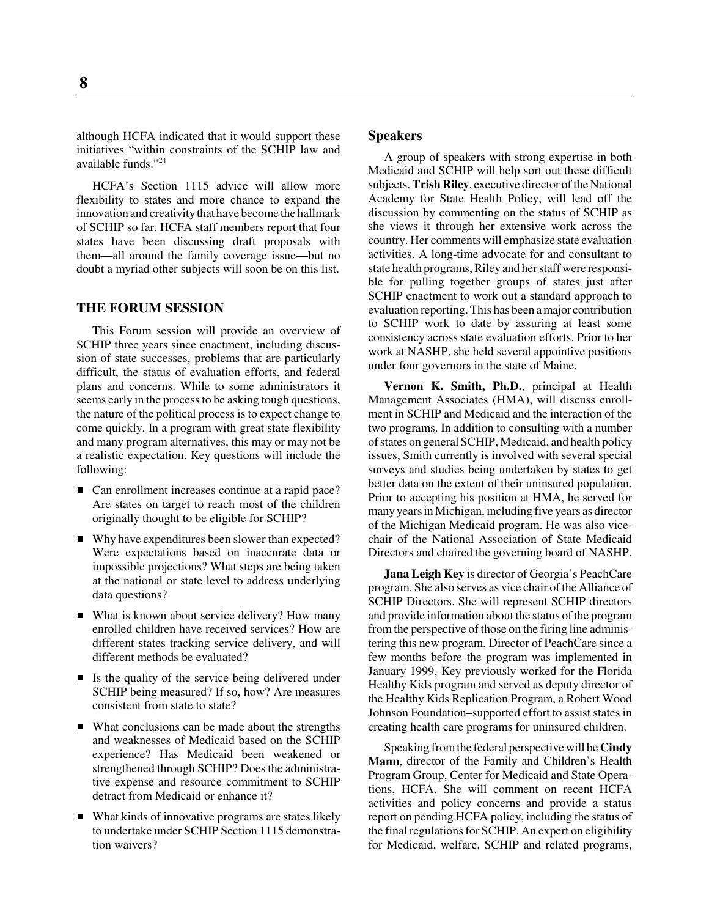although HCFA indicated that it would support these initiatives "within constraints of the SCHIP law and available funds."[24]

HCFA's Section 1115 advice will allow more flexibility to states and more chance to expand the innovation and creativity that have become the hallmark of SCHIP so far. HCFA staff members report that four states have been discussing draft proposals with them—all around the family coverage issue—but no doubt a myriad other subjects will soon be on this list.

## THE FORUM SESSION

This Forum session will provide an overview of SCHIP three years since enactment, including discussion of state successes, problems that are particularly difficult, the status of evaluation efforts, and federal plans and concerns. While to some administrators it seems early in the process to be asking tough questions, the nature of the political process is to expect change to come quickly. In a program with great state flexibility and many program alternatives, this may or may not be a realistic expectation. Key questions will include the following:

- Can enrollment increases continue at a rapid pace? Are states on target to reach most of the children originally thought to be eligible for SCHIP?
- Why have expenditures been slower than expected? Were expectations based on inaccurate data or impossible projections? What steps are being taken at the national or state level to address underlying data questions?
- What is known about service delivery? How many enrolled children have received services? How are different states tracking service delivery, and will different methods be evaluated?
- Is the quality of the service being delivered under SCHIP being measured? If so, how? Are measures consistent from state to state?
- What conclusions can be made about the strengths and weaknesses of Medicaid based on the SCHIP experience? Has Medicaid been weakened or strengthened through SCHIP? Does the administrative expense and resource commitment to SCHIP detract from Medicaid or enhance it?
- What kinds of innovative programs are states likely to undertake under SCHIP Section 1115 demonstration waivers?

### Speakers

A group of speakers with strong expertise in both Medicaid and SCHIP will help sort out these difficult subjects. **Trish Riley**, executive director of the National Academy for State Health Policy, will lead off the discussion by commenting on the status of SCHIP as she views it through her extensive work across the country. Her comments will emphasize state evaluation activities. A long-time advocate for and consultant to state health programs, Riley and her staff were responsible for pulling together groups of states just after SCHIP enactment to work out a standard approach to evaluation reporting. This has been a major contribution to SCHIP work to date by assuring at least some consistency across state evaluation efforts. Prior to her work at NASHP, she held several appointive positions under four governors in the state of Maine.

**Vernon K. Smith, Ph.D.**, principal at Health Management Associates (HMA), will discuss enrollment in SCHIP and Medicaid and the interaction of the two programs. In addition to consulting with a number of states on general SCHIP, Medicaid, and health policy issues, Smith currently is involved with several special surveys and studies being undertaken by states to get better data on the extent of their uninsured population. Prior to accepting his position at HMA, he served for many years in Michigan, including five years as director of the Michigan Medicaid program. He was also vice-chair of the National Association of State Medicaid Directors and chaired the governing board of NASHP.

**Jana Leigh Key** is director of Georgia's PeachCare program. She also serves as vice chair of the Alliance of SCHIP Directors. She will represent SCHIP directors and provide information about the status of the program from the perspective of those on the firing line administering this new program. Director of PeachCare since a few months before the program was implemented in January 1999, Key previously worked for the Florida Healthy Kids program and served as deputy director of the Healthy Kids Replication Program, a Robert Wood Johnson Foundation–supported effort to assist states in creating health care programs for uninsured children.

Speaking from the federal perspective will be **Cindy Mann**, director of the Family and Children's Health Program Group, Center for Medicaid and State Operations, HCFA. She will comment on recent HCFA activities and policy concerns and provide a status report on pending HCFA policy, including the status of the final regulations for SCHIP. An expert on eligibility for Medicaid, welfare, SCHIP and related programs,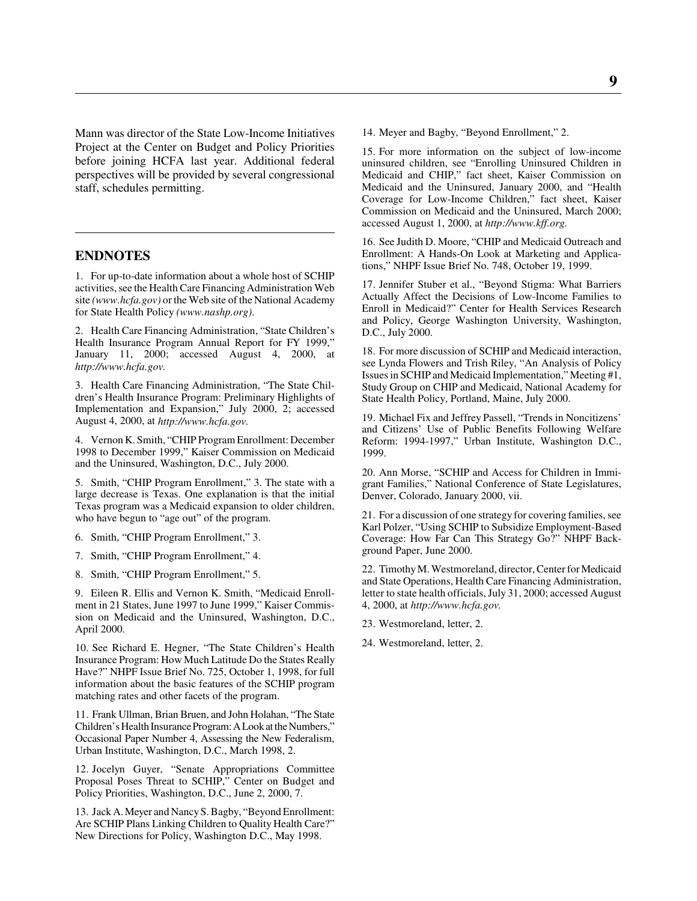Mann was director of the State Low-Income Initiatives Project at the Center on Budget and Policy Priorities before joining HCFA last year. Additional federal perspectives will be provided by several congressional staff, schedules permitting.

## ENDNOTES

1. For up-to-date information about a whole host of SCHIP activities, see the Health Care Financing Administration Web site *(www.hcfa.gov)* or the Web site of the National Academy for State Health Policy *(www.nashp.org)*.

2. Health Care Financing Administration, "State Children's Health Insurance Program Annual Report for FY 1999," January 11, 2000; accessed August 4, 2000, at *http://www.hcfa.gov.*

3. Health Care Financing Administration, "The State Children's Health Insurance Program: Preliminary Highlights of Implementation and Expansion," July 2000, 2; accessed August 4, 2000, at *http://www.hcfa.gov.*

4. Vernon K. Smith, "CHIP Program Enrollment: December 1998 to December 1999," Kaiser Commission on Medicaid and the Uninsured, Washington, D.C., July 2000.

5. Smith, "CHIP Program Enrollment," 3. The state with a large decrease is Texas. One explanation is that the initial Texas program was a Medicaid expansion to older children, who have begun to "age out" of the program.

6. Smith, "CHIP Program Enrollment," 3.

7. Smith, "CHIP Program Enrollment," 4.

8. Smith, "CHIP Program Enrollment," 5.

9. Eileen R. Ellis and Vernon K. Smith, "Medicaid Enrollment in 21 States, June 1997 to June 1999," Kaiser Commission on Medicaid and the Uninsured, Washington, D.C., April 2000.

10. See Richard E. Hegner, "The State Children's Health Insurance Program: How Much Latitude Do the States Really Have?" NHPF Issue Brief No. 725, October 1, 1998, for full information about the basic features of the SCHIP program matching rates and other facets of the program.

11. Frank Ullman, Brian Bruen, and John Holahan, "The State Children's Health Insurance Program: A Look at the Numbers," Occasional Paper Number 4, Assessing the New Federalism, Urban Institute, Washington, D.C., March 1998, 2.

12. Jocelyn Guyer, "Senate Appropriations Committee Proposal Poses Threat to SCHIP," Center on Budget and Policy Priorities, Washington, D.C., June 2, 2000, 7.

13. Jack A. Meyer and Nancy S. Bagby, "Beyond Enrollment: Are SCHIP Plans Linking Children to Quality Health Care?" New Directions for Policy, Washington D.C., May 1998.

14. Meyer and Bagby, "Beyond Enrollment," 2.

15. For more information on the subject of low-income uninsured children, see "Enrolling Uninsured Children in Medicaid and CHIP," fact sheet, Kaiser Commission on Medicaid and the Uninsured, January 2000, and "Health Coverage for Low-Income Children," fact sheet, Kaiser Commission on Medicaid and the Uninsured, March 2000; accessed August 1, 2000, at *http://www.kff.org.*

16. See Judith D. Moore, "CHIP and Medicaid Outreach and Enrollment: A Hands-On Look at Marketing and Applications," NHPF Issue Brief No. 748, October 19, 1999.

17. Jennifer Stuber et al., "Beyond Stigma: What Barriers Actually Affect the Decisions of Low-Income Families to Enroll in Medicaid?" Center for Health Services Research and Policy, George Washington University, Washington, D.C., July 2000.

18. For more discussion of SCHIP and Medicaid interaction, see Lynda Flowers and Trish Riley, "An Analysis of Policy Issues in SCHIP and Medicaid Implementation," Meeting #1, Study Group on CHIP and Medicaid, National Academy for State Health Policy, Portland, Maine, July 2000.

19. Michael Fix and Jeffrey Passell, "Trends in Noncitizens' and Citizens' Use of Public Benefits Following Welfare Reform: 1994-1997," Urban Institute, Washington D.C., 1999.

20. Ann Morse, "SCHIP and Access for Children in Immigrant Families," National Conference of State Legislatures, Denver, Colorado, January 2000, vii.

21. For a discussion of one strategy for covering families, see Karl Polzer, "Using SCHIP to Subsidize Employment-Based Coverage: How Far Can This Strategy Go?" NHPF Background Paper, June 2000.

22. Timothy M. Westmoreland, director, Center for Medicaid and State Operations, Health Care Financing Administration, letter to state health officials, July 31, 2000; accessed August 4, 2000, at *http://www.hcfa.gov.*

23. Westmoreland, letter, 2.

24. Westmoreland, letter, 2.